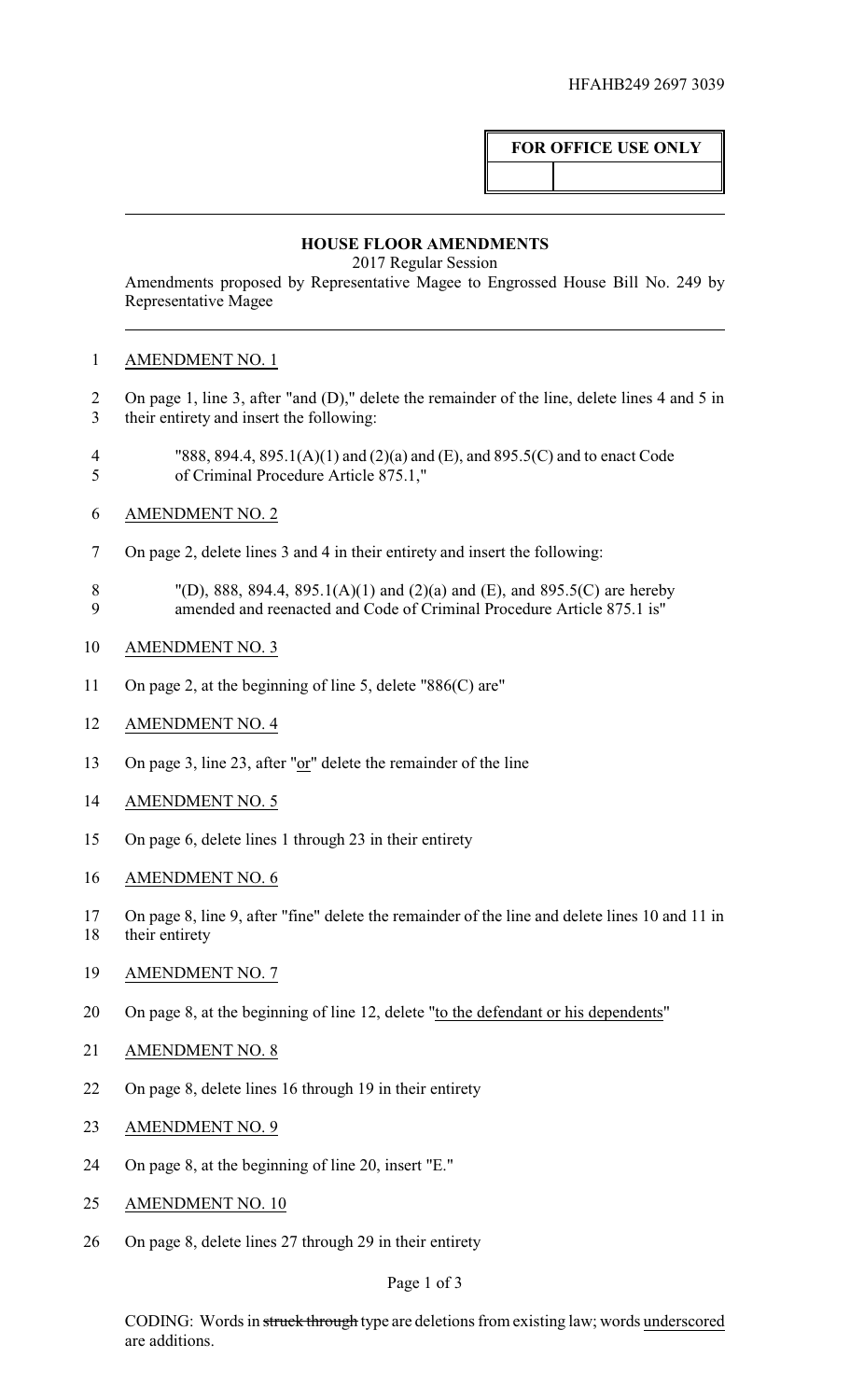HFAHB249 2697 3039

| FOR OFFICE USE ONLY | |
|---|---|
| | |

## HOUSE FLOOR AMENDMENTS

2017 Regular Session

Amendments proposed by Representative Magee to Engrossed House Bill No. 249 by Representative Magee

1 AMENDMENT NO. 1

2 On page 1, line 3, after "and (D)," delete the remainder of the line, delete lines 4 and 5 in
3 their entirety and insert the following:

4 "888, 894.4, 895.1(A)(1) and (2)(a) and (E), and 895.5(C) and to enact Code
5 of Criminal Procedure Article 875.1,"

6 AMENDMENT NO. 2

7 On page 2, delete lines 3 and 4 in their entirety and insert the following:

8 "(D), 888, 894.4, 895.1(A)(1) and (2)(a) and (E), and 895.5(C) are hereby
9 amended and reenacted and Code of Criminal Procedure Article 875.1 is"

10 AMENDMENT NO. 3

11 On page 2, at the beginning of line 5, delete "886(C) are"

12 AMENDMENT NO. 4

13 On page 3, line 23, after "<u>or</u>" delete the remainder of the line

14 AMENDMENT NO. 5

15 On page 6, delete lines 1 through 23 in their entirety

16 AMENDMENT NO. 6

17 On page 8, line 9, after "fine" delete the remainder of the line and delete lines 10 and 11 in
18 their entirety

19 AMENDMENT NO. 7

20 On page 8, at the beginning of line 12, delete "<u>to the defendant or his dependents</u>"

21 AMENDMENT NO. 8

22 On page 8, delete lines 16 through 19 in their entirety

23 AMENDMENT NO. 9

24 On page 8, at the beginning of line 20, insert "E."

25 AMENDMENT NO. 10

26 On page 8, delete lines 27 through 29 in their entirety

CODING: Words in ~~struck through~~ type are deletions from existing law; words <u>underscored</u> are additions.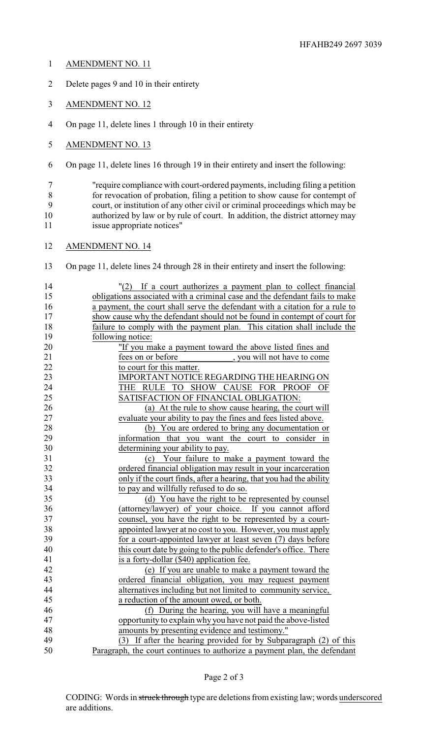AMENDMENT NO. 11

Delete pages 9 and 10 in their entirety

AMENDMENT NO. 12

On page 11, delete lines 1 through 10 in their entirety

AMENDMENT NO. 13

On page 11, delete lines 16 through 19 in their entirety and insert the following:

"require compliance with court-ordered payments, including filing a petition for revocation of probation, filing a petition to show cause for contempt of court, or institution of any other civil or criminal proceedings which may be authorized by law or by rule of court. In addition, the district attorney may issue appropriate notices"

AMENDMENT NO. 14

On page 11, delete lines 24 through 28 in their entirety and insert the following:

"(2) If a court authorizes a payment plan to collect financial obligations associated with a criminal case and the defendant fails to make a payment, the court shall serve the defendant with a citation for a rule to show cause why the defendant should not be found in contempt of court for failure to comply with the payment plan. This citation shall include the following notice:

"If you make a payment toward the above listed fines and fees on or before ____________, you will not have to come to court for this matter.

IMPORTANT NOTICE REGARDING THE HEARING ON THE RULE TO SHOW CAUSE FOR PROOF OF SATISFACTION OF FINANCIAL OBLIGATION:

(a) At the rule to show cause hearing, the court will evaluate your ability to pay the fines and fees listed above.

(b) You are ordered to bring any documentation or information that you want the court to consider in determining your ability to pay.

(c) Your failure to make a payment toward the ordered financial obligation may result in your incarceration only if the court finds, after a hearing, that you had the ability to pay and willfully refused to do so.

(d) You have the right to be represented by counsel (attorney/lawyer) of your choice. If you cannot afford counsel, you have the right to be represented by a court-appointed lawyer at no cost to you. However, you must apply for a court-appointed lawyer at least seven (7) days before this court date by going to the public defender's office. There is a forty-dollar ($40) application fee.

(e) If you are unable to make a payment toward the ordered financial obligation, you may request payment alternatives including but not limited to community service, a reduction of the amount owed, or both.

(f) During the hearing, you will have a meaningful opportunity to explain why you have not paid the above-listed amounts by presenting evidence and testimony."

(3) If after the hearing provided for by Subparagraph (2) of this Paragraph, the court continues to authorize a payment plan, the defendant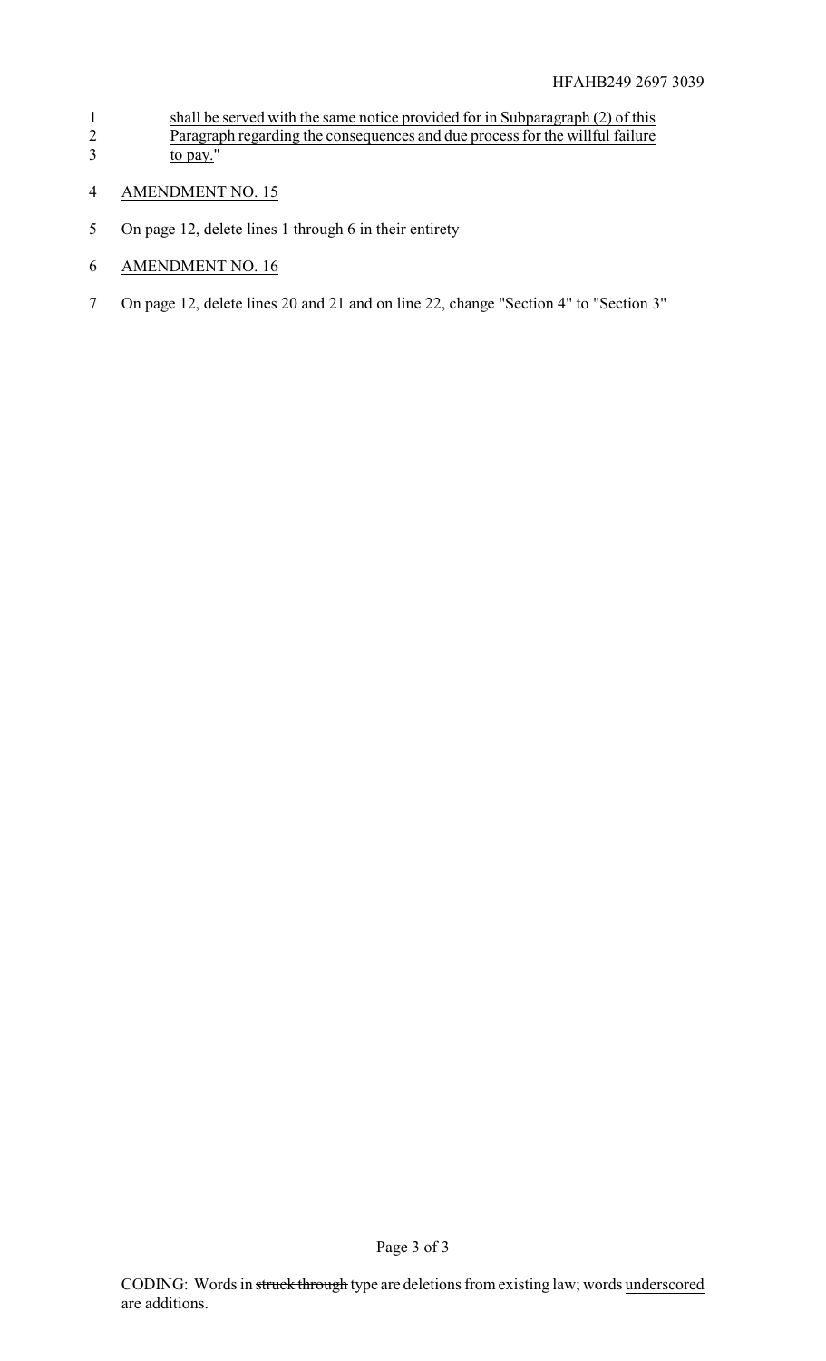shall be served with the same notice provided for in Subparagraph (2) of this Paragraph regarding the consequences and due process for the willful failure to pay."

AMENDMENT NO. 15

On page 12, delete lines 1 through 6 in their entirety

AMENDMENT NO. 16

On page 12, delete lines 20 and 21 and on line 22, change "Section 4" to "Section 3"

CODING: Words in struck through type are deletions from existing law; words underscored are additions.